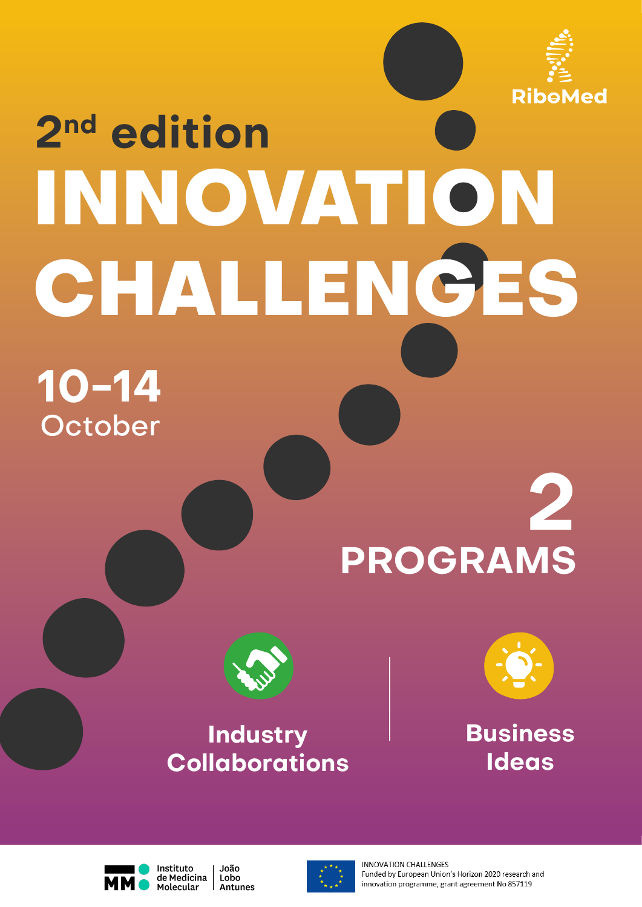RiboMed

## 2nd edition

# INNOVATION CHALLENGES

**10-14**
October

## 2 PROGRAMS

**Industry Collaborations**

**Business Ideas**

Instituto de Medicina Molecular | João Lobo Antunes

INNOVATION CHALLENGES
Funded by European Union's Horizon 2020 research and innovation programme, grant agreement No 857119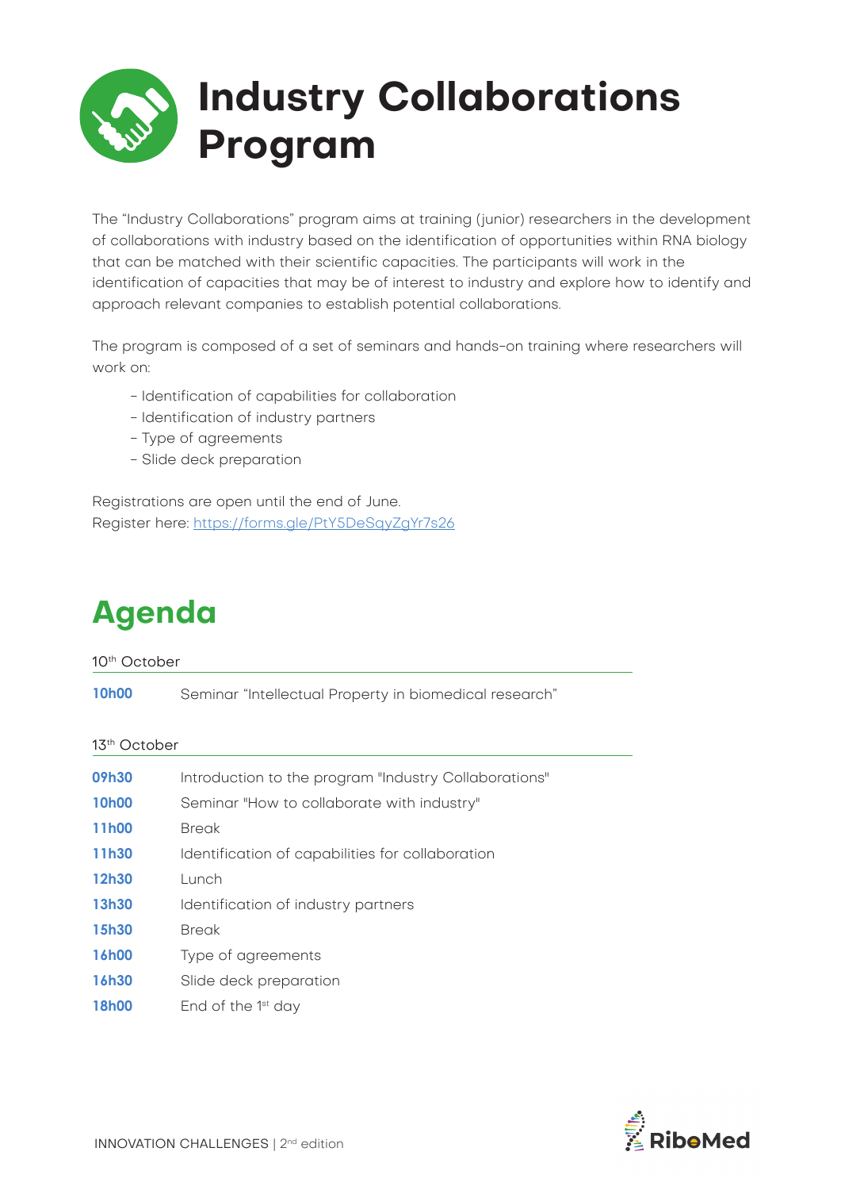# Industry Collaborations Program

The "Industry Collaborations" program aims at training (junior) researchers in the development of collaborations with industry based on the identification of opportunities within RNA biology that can be matched with their scientific capacities. The participants will work in the identification of capacities that may be of interest to industry and explore how to identify and approach relevant companies to establish potential collaborations.

The program is composed of a set of seminars and hands-on training where researchers will work on:

- Identification of capabilities for collaboration
- Identification of industry partners
- Type of agreements
- Slide deck preparation

Registrations are open until the end of June.
Register here: https://forms.gle/PtY5DeSqyZgYr7s26

## Agenda

10th October

| | |
|---|---|
| **10h00** | Seminar "Intellectual Property in biomedical research" |

13th October

| | |
|---|---|
| **09h30** | Introduction to the program "Industry Collaborations" |
| **10h00** | Seminar "How to collaborate with industry" |
| **11h00** | Break |
| **11h30** | Identification of capabilities for collaboration |
| **12h30** | Lunch |
| **13h30** | Identification of industry partners |
| **15h30** | Break |
| **16h00** | Type of agreements |
| **16h30** | Slide deck preparation |
| **18h00** | End of the 1st day |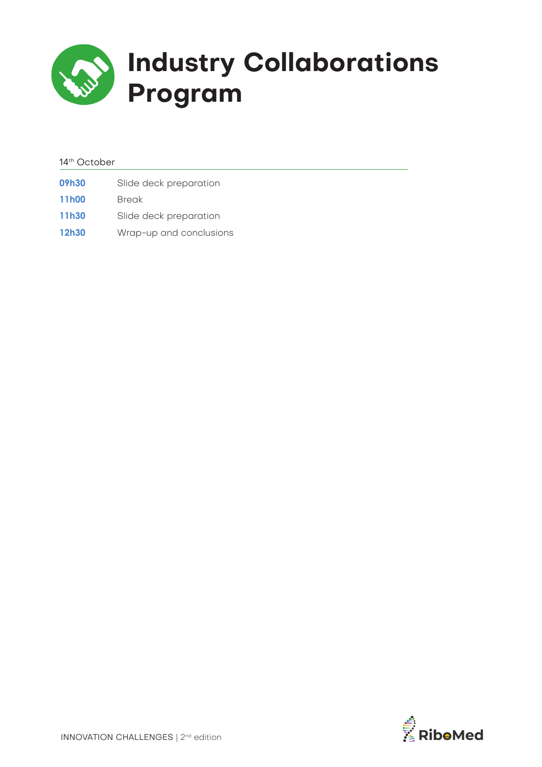# Industry Collaborations Program

14th October

| | |
|---|---|
| **09h30** | Slide deck preparation |
| **11h00** | Break |
| **11h30** | Slide deck preparation |
| **12h30** | Wrap-up and conclusions |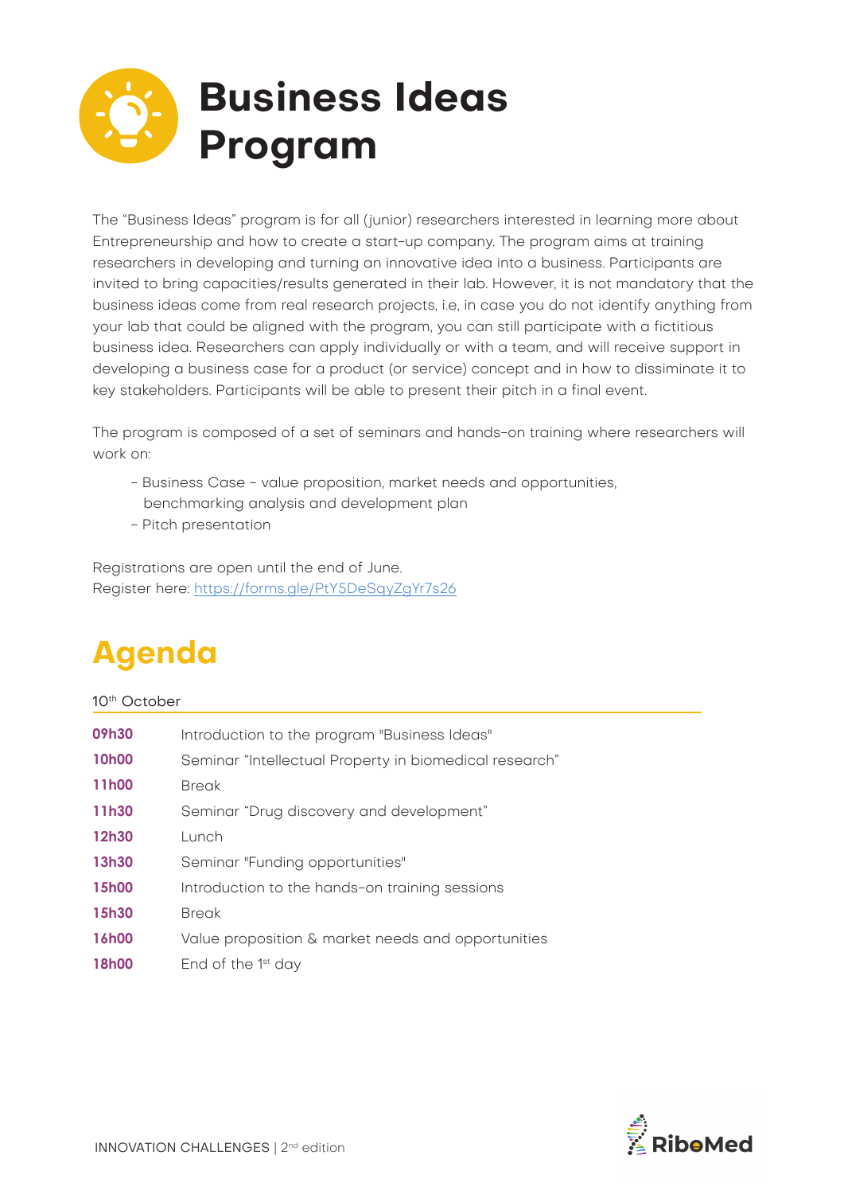# Business Ideas Program

The "Business Ideas" program is for all (junior) researchers interested in learning more about Entrepreneurship and how to create a start-up company. The program aims at training researchers in developing and turning an innovative idea into a business. Participants are invited to bring capacities/results generated in their lab. However, it is not mandatory that the business ideas come from real research projects, i.e, in case you do not identify anything from your lab that could be aligned with the program, you can still participate with a fictitious business idea. Researchers can apply individually or with a team, and will receive support in developing a business case for a product (or service) concept and in how to disseminate it to key stakeholders. Participants will be able to present their pitch in a final event.

The program is composed of a set of seminars and hands-on training where researchers will work on:

- Business Case - value proposition, market needs and opportunities, benchmarking analysis and development plan
- Pitch presentation

Registrations are open until the end of June.
Register here: https://forms.gle/PtY5DeSqyZgYr7s26

## Agenda

10th October

| | |
|---|---|
| **09h30** | Introduction to the program "Business Ideas" |
| **10h00** | Seminar "Intellectual Property in biomedical research" |
| **11h00** | Break |
| **11h30** | Seminar "Drug discovery and development" |
| **12h30** | Lunch |
| **13h30** | Seminar "Funding opportunities" |
| **15h00** | Introduction to the hands-on training sessions |
| **15h30** | Break |
| **16h00** | Value proposition & market needs and opportunities |
| **18h00** | End of the 1st day |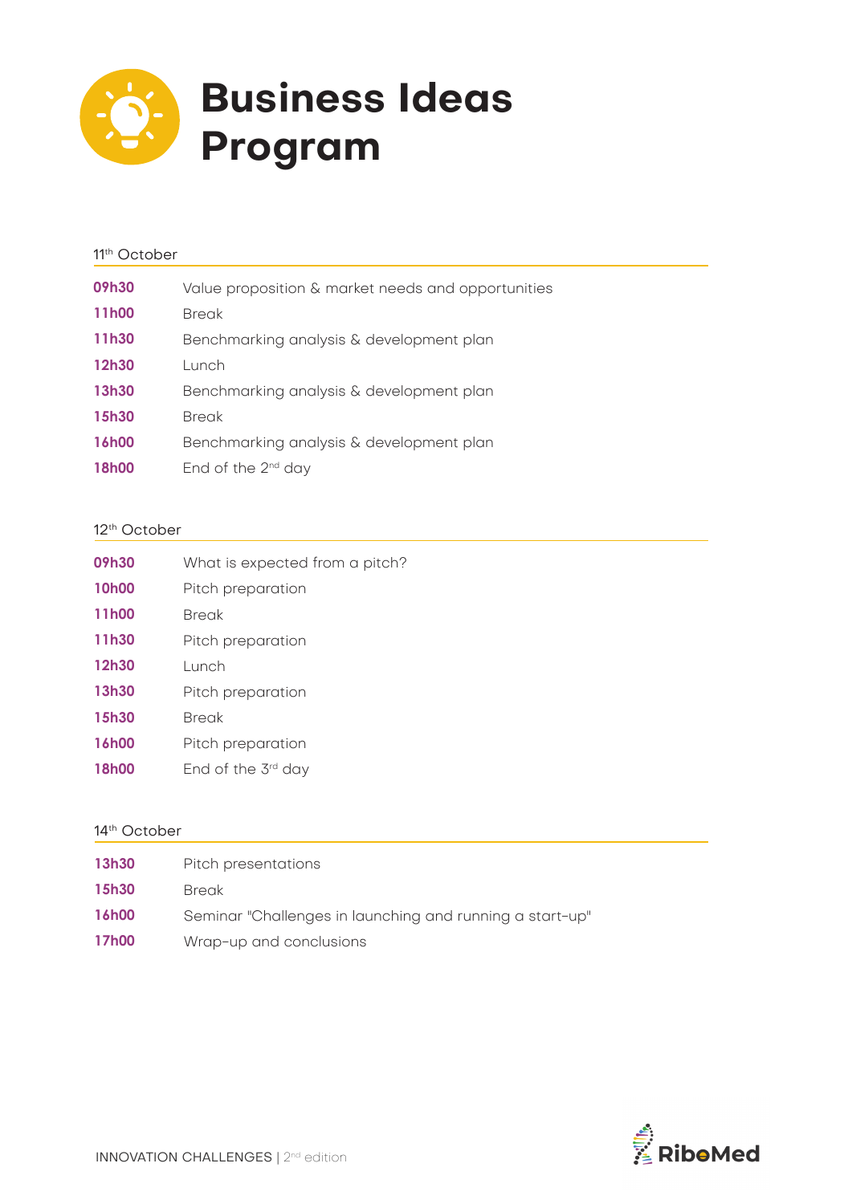# Business Ideas Program

11th October

| | |
|---|---|
| **09h30** | Value proposition & market needs and opportunities |
| **11h00** | Break |
| **11h30** | Benchmarking analysis & development plan |
| **12h30** | Lunch |
| **13h30** | Benchmarking analysis & development plan |
| **15h30** | Break |
| **16h00** | Benchmarking analysis & development plan |
| **18h00** | End of the 2nd day |

12th October

| | |
|---|---|
| **09h30** | What is expected from a pitch? |
| **10h00** | Pitch preparation |
| **11h00** | Break |
| **11h30** | Pitch preparation |
| **12h30** | Lunch |
| **13h30** | Pitch preparation |
| **15h30** | Break |
| **16h00** | Pitch preparation |
| **18h00** | End of the 3rd day |

14th October

| | |
|---|---|
| **13h30** | Pitch presentations |
| **15h30** | Break |
| **16h00** | Seminar "Challenges in launching and running a start-up" |
| **17h00** | Wrap-up and conclusions |